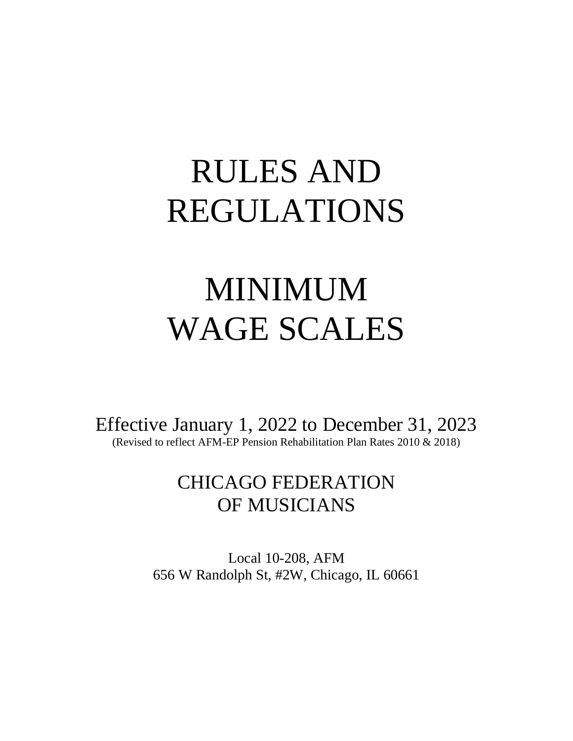# RULES AND REGULATIONS

# MINIMUM WAGE SCALES

Effective January 1, 2022 to December 31, 2023

(Revised to reflect AFM-EP Pension Rehabilitation Plan Rates 2010 & 2018)

## CHICAGO FEDERATION OF MUSICIANS

Local 10-208, AFM

656 W Randolph St, #2W, Chicago, IL 60661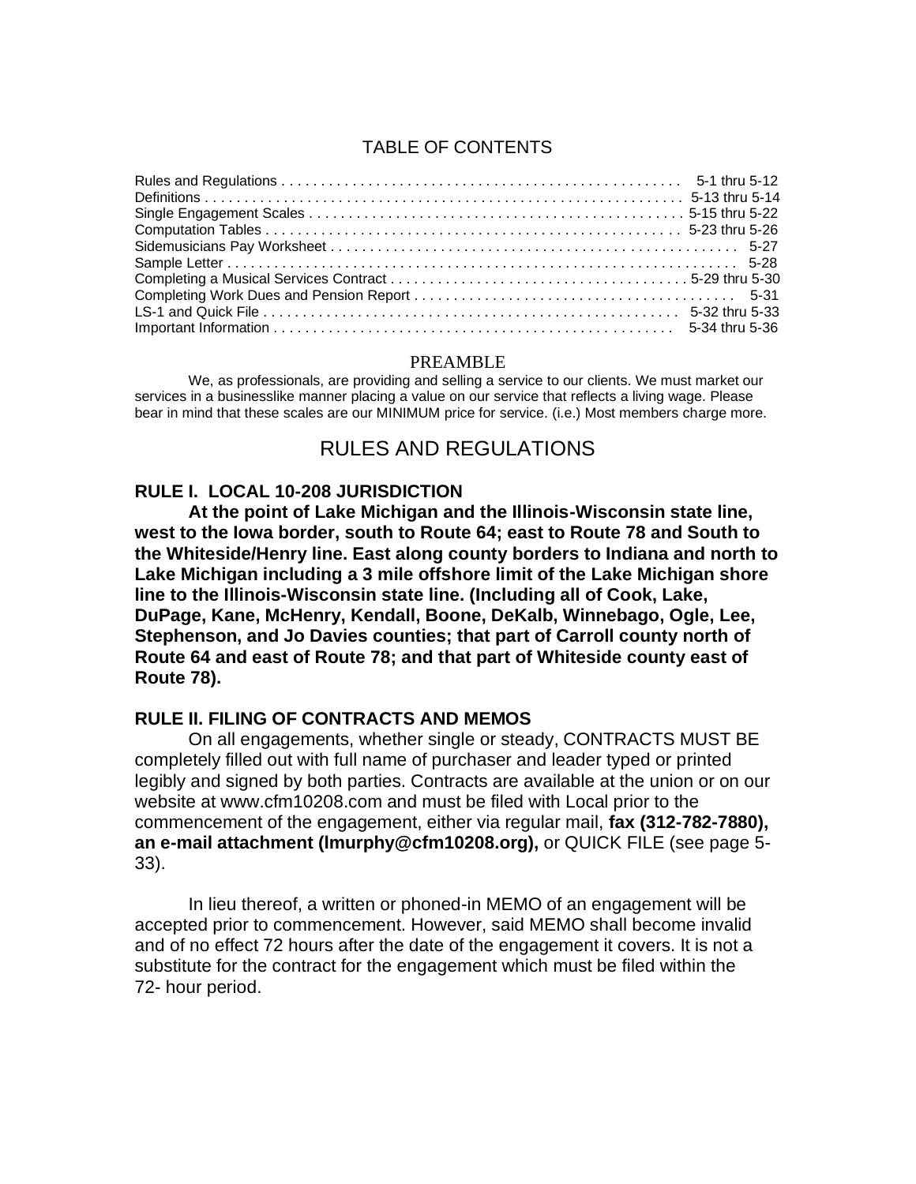## TABLE OF CONTENTS

| | |
|---|---|
| Rules and Regulations | 5-1 thru 5-12 |
| Definitions | 5-13 thru 5-14 |
| Single Engagement Scales | 5-15 thru 5-22 |
| Computation Tables | 5-23 thru 5-26 |
| Sidemusicians Pay Worksheet | 5-27 |
| Sample Letter | 5-28 |
| Completing a Musical Services Contract | 5-29 thru 5-30 |
| Completing Work Dues and Pension Report | 5-31 |
| LS-1 and Quick File | 5-32 thru 5-33 |
| Important Information | 5-34 thru 5-36 |

### PREAMBLE

We, as professionals, are providing and selling a service to our clients. We must market our services in a businesslike manner placing a value on our service that reflects a living wage. Please bear in mind that these scales are our MINIMUM price for service. (i.e.) Most members charge more.

## RULES AND REGULATIONS

### RULE I. LOCAL 10-208 JURISDICTION

**At the point of Lake Michigan and the Illinois-Wisconsin state line, west to the Iowa border, south to Route 64; east to Route 78 and South to the Whiteside/Henry line. East along county borders to Indiana and north to Lake Michigan including a 3 mile offshore limit of the Lake Michigan shore line to the Illinois-Wisconsin state line. (Including all of Cook, Lake, DuPage, Kane, McHenry, Kendall, Boone, DeKalb, Winnebago, Ogle, Lee, Stephenson, and Jo Davies counties; that part of Carroll county north of Route 64 and east of Route 78; and that part of Whiteside county east of Route 78).**

### RULE II. FILING OF CONTRACTS AND MEMOS

On all engagements, whether single or steady, CONTRACTS MUST BE completely filled out with full name of purchaser and leader typed or printed legibly and signed by both parties. Contracts are available at the union or on our website at www.cfm10208.com and must be filed with Local prior to the commencement of the engagement, either via regular mail, **fax (312-782-7880), an e-mail attachment (lmurphy@cfm10208.org),** or QUICK FILE (see page 5-33).

In lieu thereof, a written or phoned-in MEMO of an engagement will be accepted prior to commencement. However, said MEMO shall become invalid and of no effect 72 hours after the date of the engagement it covers. It is not a substitute for the contract for the engagement which must be filed within the 72- hour period.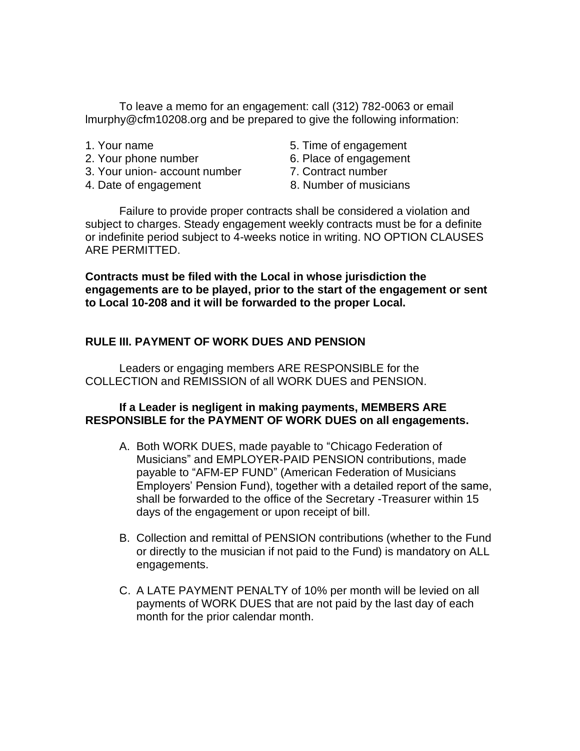To leave a memo for an engagement: call (312) 782-0063 or email lmurphy@cfm10208.org and be prepared to give the following information:

1. Your name
2. Your phone number
3. Your union- account number
4. Date of engagement
5. Time of engagement
6. Place of engagement
7. Contract number
8. Number of musicians

Failure to provide proper contracts shall be considered a violation and subject to charges. Steady engagement weekly contracts must be for a definite or indefinite period subject to 4-weeks notice in writing. NO OPTION CLAUSES ARE PERMITTED.

**Contracts must be filed with the Local in whose jurisdiction the engagements are to be played, prior to the start of the engagement or sent to Local 10-208 and it will be forwarded to the proper Local.**

## RULE III. PAYMENT OF WORK DUES AND PENSION

Leaders or engaging members ARE RESPONSIBLE for the COLLECTION and REMISSION of all WORK DUES and PENSION.

**If a Leader is negligent in making payments, MEMBERS ARE RESPONSIBLE for the PAYMENT OF WORK DUES on all engagements.**

A. Both WORK DUES, made payable to "Chicago Federation of Musicians" and EMPLOYER-PAID PENSION contributions, made payable to "AFM-EP FUND" (American Federation of Musicians Employers' Pension Fund), together with a detailed report of the same, shall be forwarded to the office of the Secretary -Treasurer within 15 days of the engagement or upon receipt of bill.

B. Collection and remittal of PENSION contributions (whether to the Fund or directly to the musician if not paid to the Fund) is mandatory on ALL engagements.

C. A LATE PAYMENT PENALTY of 10% per month will be levied on all payments of WORK DUES that are not paid by the last day of each month for the prior calendar month.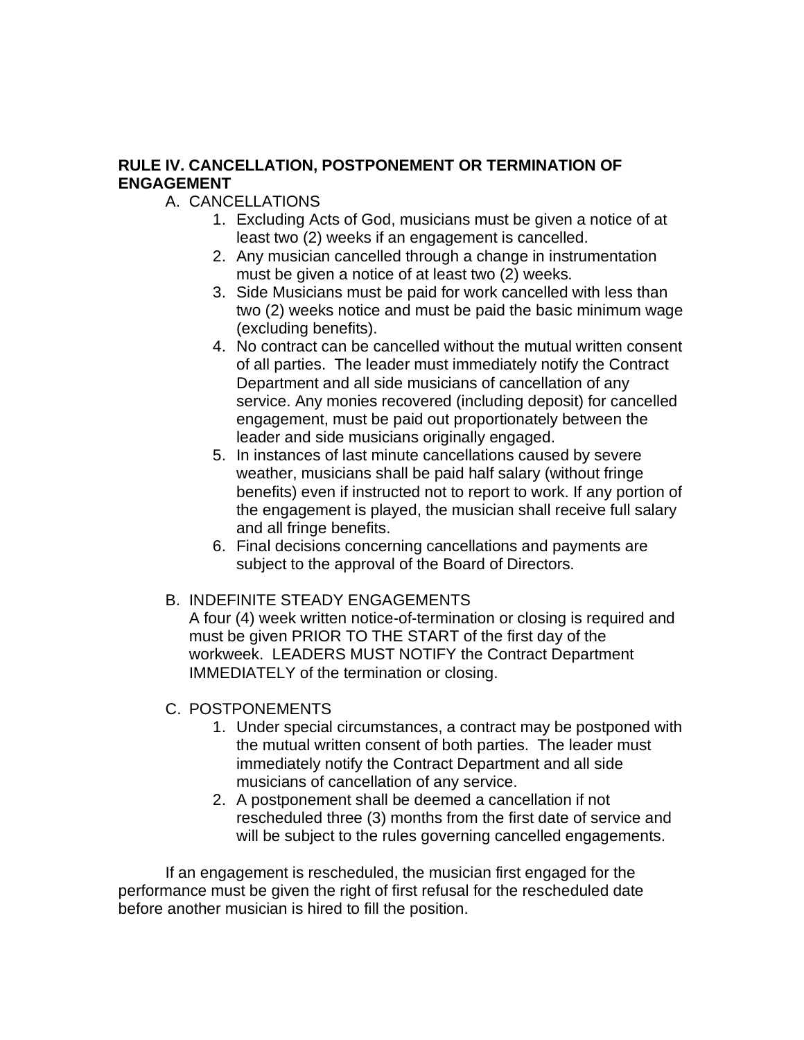**RULE IV. CANCELLATION, POSTPONEMENT OR TERMINATION OF ENGAGEMENT**

A. CANCELLATIONS

1. Excluding Acts of God, musicians must be given a notice of at least two (2) weeks if an engagement is cancelled.
2. Any musician cancelled through a change in instrumentation must be given a notice of at least two (2) weeks.
3. Side Musicians must be paid for work cancelled with less than two (2) weeks notice and must be paid the basic minimum wage (excluding benefits).
4. No contract can be cancelled without the mutual written consent of all parties. The leader must immediately notify the Contract Department and all side musicians of cancellation of any service. Any monies recovered (including deposit) for cancelled engagement, must be paid out proportionately between the leader and side musicians originally engaged.
5. In instances of last minute cancellations caused by severe weather, musicians shall be paid half salary (without fringe benefits) even if instructed not to report to work. If any portion of the engagement is played, the musician shall receive full salary and all fringe benefits.
6. Final decisions concerning cancellations and payments are subject to the approval of the Board of Directors.

B. INDEFINITE STEADY ENGAGEMENTS

A four (4) week written notice-of-termination or closing is required and must be given PRIOR TO THE START of the first day of the workweek. LEADERS MUST NOTIFY the Contract Department IMMEDIATELY of the termination or closing.

C. POSTPONEMENTS

1. Under special circumstances, a contract may be postponed with the mutual written consent of both parties. The leader must immediately notify the Contract Department and all side musicians of cancellation of any service.
2. A postponement shall be deemed a cancellation if not rescheduled three (3) months from the first date of service and will be subject to the rules governing cancelled engagements.

If an engagement is rescheduled, the musician first engaged for the performance must be given the right of first refusal for the rescheduled date before another musician is hired to fill the position.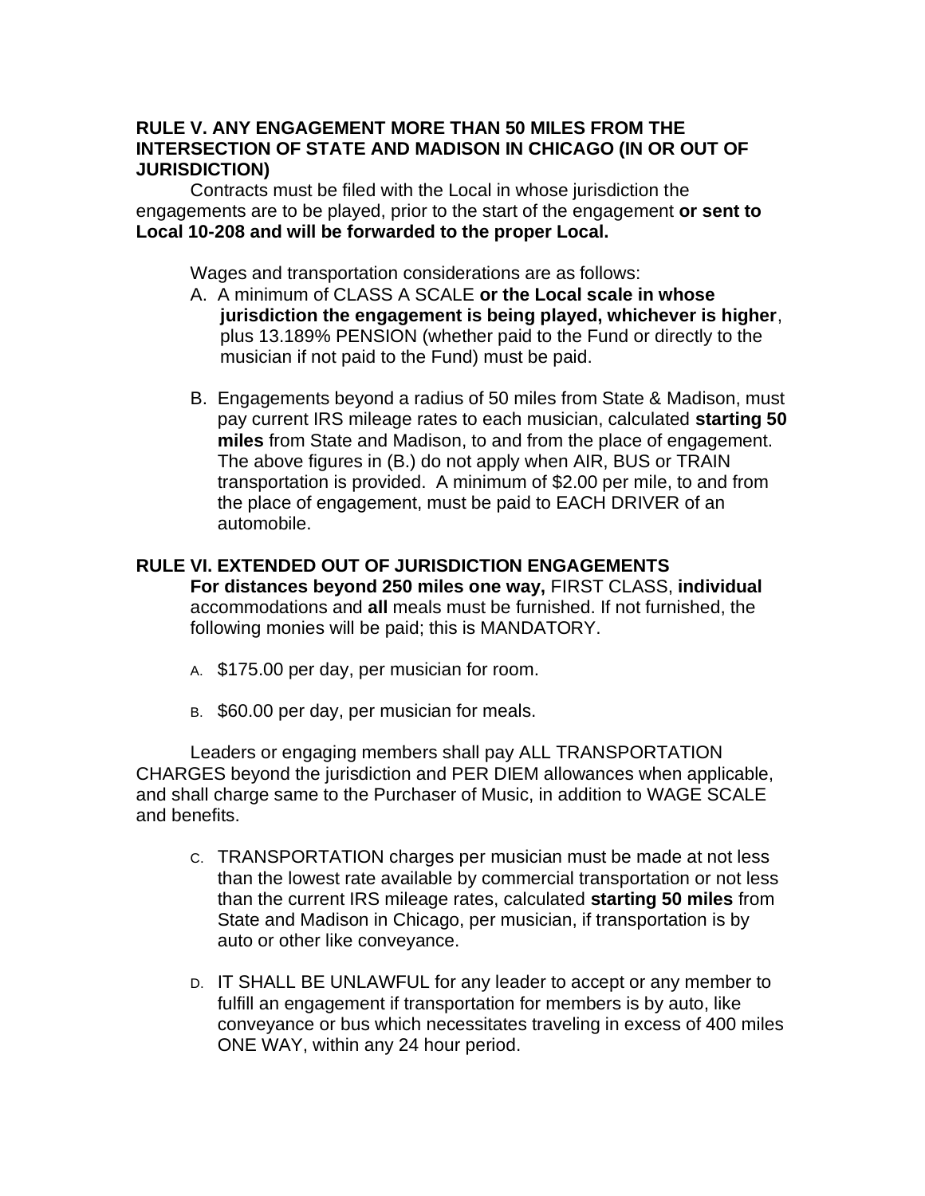### RULE V. ANY ENGAGEMENT MORE THAN 50 MILES FROM THE INTERSECTION OF STATE AND MADISON IN CHICAGO (IN OR OUT OF JURISDICTION)

Contracts must be filed with the Local in whose jurisdiction the engagements are to be played, prior to the start of the engagement **or sent to Local 10-208 and will be forwarded to the proper Local.**

Wages and transportation considerations are as follows:

A. A minimum of CLASS A SCALE **or the Local scale in whose jurisdiction the engagement is being played, whichever is higher**, plus 13.189% PENSION (whether paid to the Fund or directly to the musician if not paid to the Fund) must be paid.

B. Engagements beyond a radius of 50 miles from State & Madison, must pay current IRS mileage rates to each musician, calculated **starting 50 miles** from State and Madison, to and from the place of engagement. The above figures in (B.) do not apply when AIR, BUS or TRAIN transportation is provided. A minimum of $2.00 per mile, to and from the place of engagement, must be paid to EACH DRIVER of an automobile.

### RULE VI. EXTENDED OUT OF JURISDICTION ENGAGEMENTS

**For distances beyond 250 miles one way,** FIRST CLASS, **individual** accommodations and **all** meals must be furnished. If not furnished, the following monies will be paid; this is MANDATORY.

A. $175.00 per day, per musician for room.

B. $60.00 per day, per musician for meals.

Leaders or engaging members shall pay ALL TRANSPORTATION CHARGES beyond the jurisdiction and PER DIEM allowances when applicable, and shall charge same to the Purchaser of Music, in addition to WAGE SCALE and benefits.

C. TRANSPORTATION charges per musician must be made at not less than the lowest rate available by commercial transportation or not less than the current IRS mileage rates, calculated **starting 50 miles** from State and Madison in Chicago, per musician, if transportation is by auto or other like conveyance.

D. IT SHALL BE UNLAWFUL for any leader to accept or any member to fulfill an engagement if transportation for members is by auto, like conveyance or bus which necessitates traveling in excess of 400 miles ONE WAY, within any 24 hour period.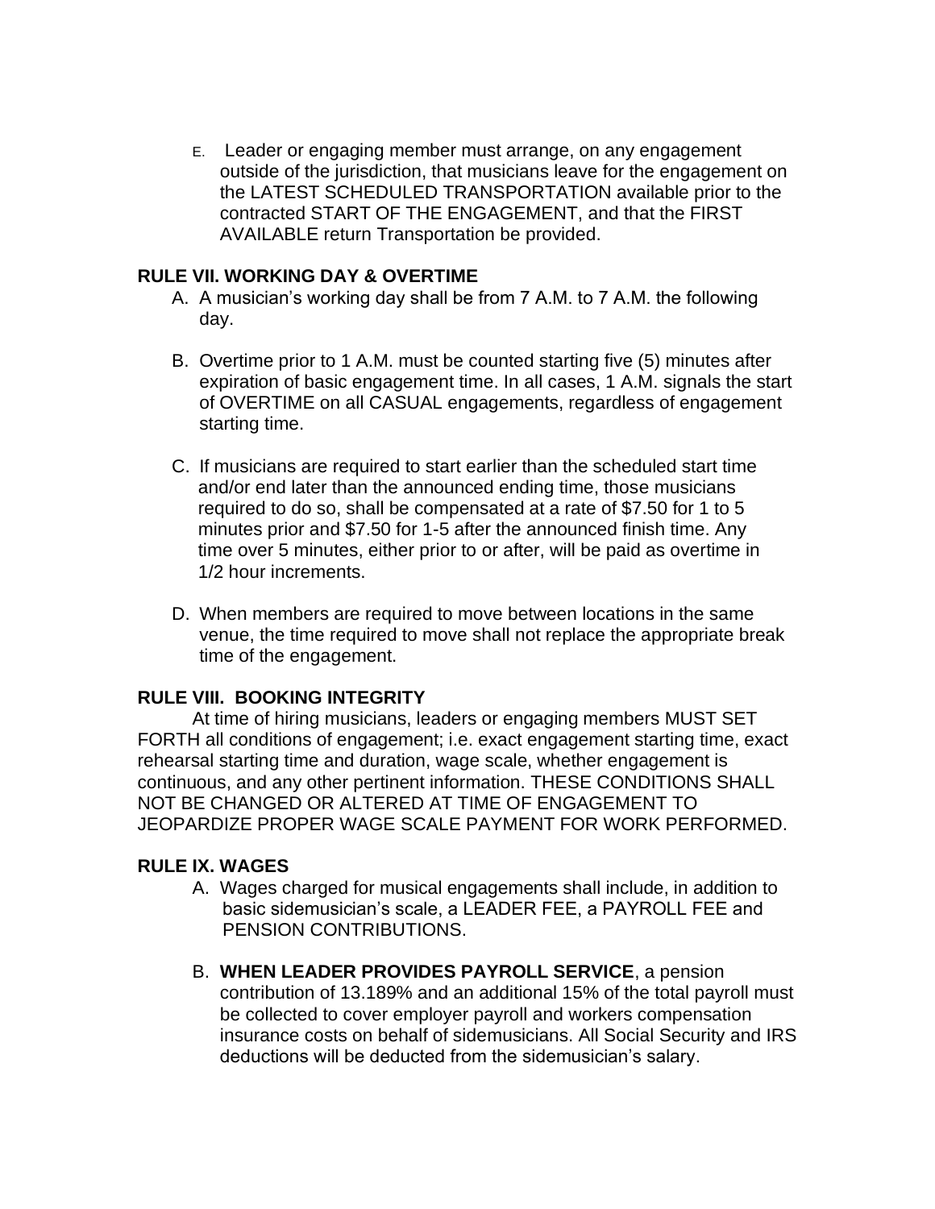E. Leader or engaging member must arrange, on any engagement outside of the jurisdiction, that musicians leave for the engagement on the LATEST SCHEDULED TRANSPORTATION available prior to the contracted START OF THE ENGAGEMENT, and that the FIRST AVAILABLE return Transportation be provided.

### RULE VII. WORKING DAY & OVERTIME

A. A musician's working day shall be from 7 A.M. to 7 A.M. the following day.

B. Overtime prior to 1 A.M. must be counted starting five (5) minutes after expiration of basic engagement time. In all cases, 1 A.M. signals the start of OVERTIME on all CASUAL engagements, regardless of engagement starting time.

C. If musicians are required to start earlier than the scheduled start time and/or end later than the announced ending time, those musicians required to do so, shall be compensated at a rate of $7.50 for 1 to 5 minutes prior and $7.50 for 1-5 after the announced finish time. Any time over 5 minutes, either prior to or after, will be paid as overtime in 1/2 hour increments.

D. When members are required to move between locations in the same venue, the time required to move shall not replace the appropriate break time of the engagement.

### RULE VIII. BOOKING INTEGRITY

At time of hiring musicians, leaders or engaging members MUST SET FORTH all conditions of engagement; i.e. exact engagement starting time, exact rehearsal starting time and duration, wage scale, whether engagement is continuous, and any other pertinent information. THESE CONDITIONS SHALL NOT BE CHANGED OR ALTERED AT TIME OF ENGAGEMENT TO JEOPARDIZE PROPER WAGE SCALE PAYMENT FOR WORK PERFORMED.

### RULE IX. WAGES

A. Wages charged for musical engagements shall include, in addition to basic sidemusician's scale, a LEADER FEE, a PAYROLL FEE and PENSION CONTRIBUTIONS.

B. **WHEN LEADER PROVIDES PAYROLL SERVICE**, a pension contribution of 13.189% and an additional 15% of the total payroll must be collected to cover employer payroll and workers compensation insurance costs on behalf of sidemusicians. All Social Security and IRS deductions will be deducted from the sidemusician's salary.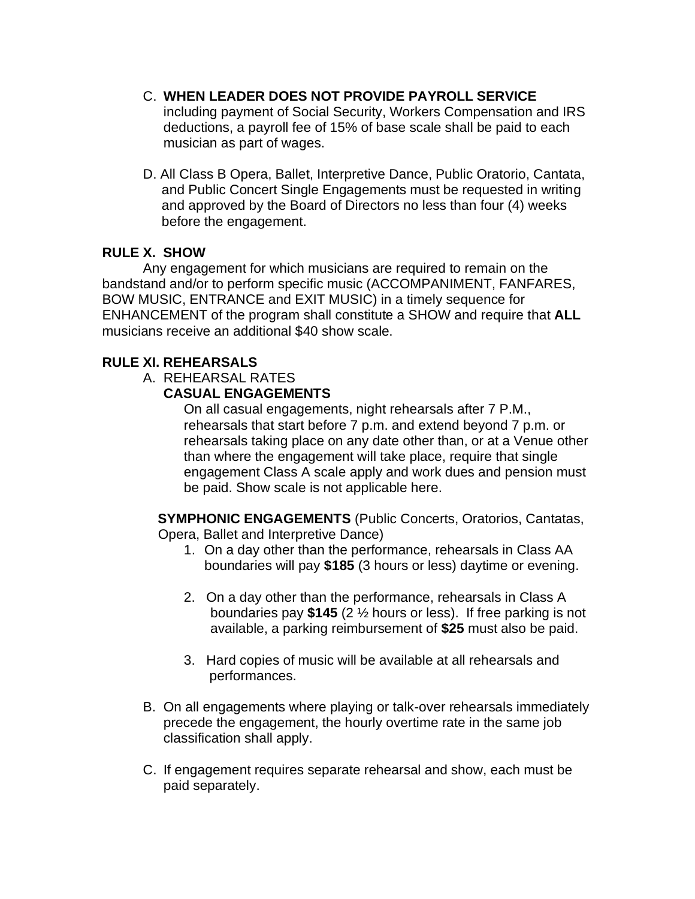C. **WHEN LEADER DOES NOT PROVIDE PAYROLL SERVICE** including payment of Social Security, Workers Compensation and IRS deductions, a payroll fee of 15% of base scale shall be paid to each musician as part of wages.

D. All Class B Opera, Ballet, Interpretive Dance, Public Oratorio, Cantata, and Public Concert Single Engagements must be requested in writing and approved by the Board of Directors no less than four (4) weeks before the engagement.

## RULE X. SHOW

Any engagement for which musicians are required to remain on the bandstand and/or to perform specific music (ACCOMPANIMENT, FANFARES, BOW MUSIC, ENTRANCE and EXIT MUSIC) in a timely sequence for ENHANCEMENT of the program shall constitute a SHOW and require that **ALL** musicians receive an additional $40 show scale.

## RULE XI. REHEARSALS

A. REHEARSAL RATES

**CASUAL ENGAGEMENTS**

On all casual engagements, night rehearsals after 7 P.M., rehearsals that start before 7 p.m. and extend beyond 7 p.m. or rehearsals taking place on any date other than, or at a Venue other than where the engagement will take place, require that single engagement Class A scale apply and work dues and pension must be paid. Show scale is not applicable here.

**SYMPHONIC ENGAGEMENTS** (Public Concerts, Oratorios, Cantatas, Opera, Ballet and Interpretive Dance)

1. On a day other than the performance, rehearsals in Class AA boundaries will pay **$185** (3 hours or less) daytime or evening.

2. On a day other than the performance, rehearsals in Class A boundaries pay **$145** (2 ½ hours or less). If free parking is not available, a parking reimbursement of **$25** must also be paid.

3. Hard copies of music will be available at all rehearsals and performances.

B. On all engagements where playing or talk-over rehearsals immediately precede the engagement, the hourly overtime rate in the same job classification shall apply.

C. If engagement requires separate rehearsal and show, each must be paid separately.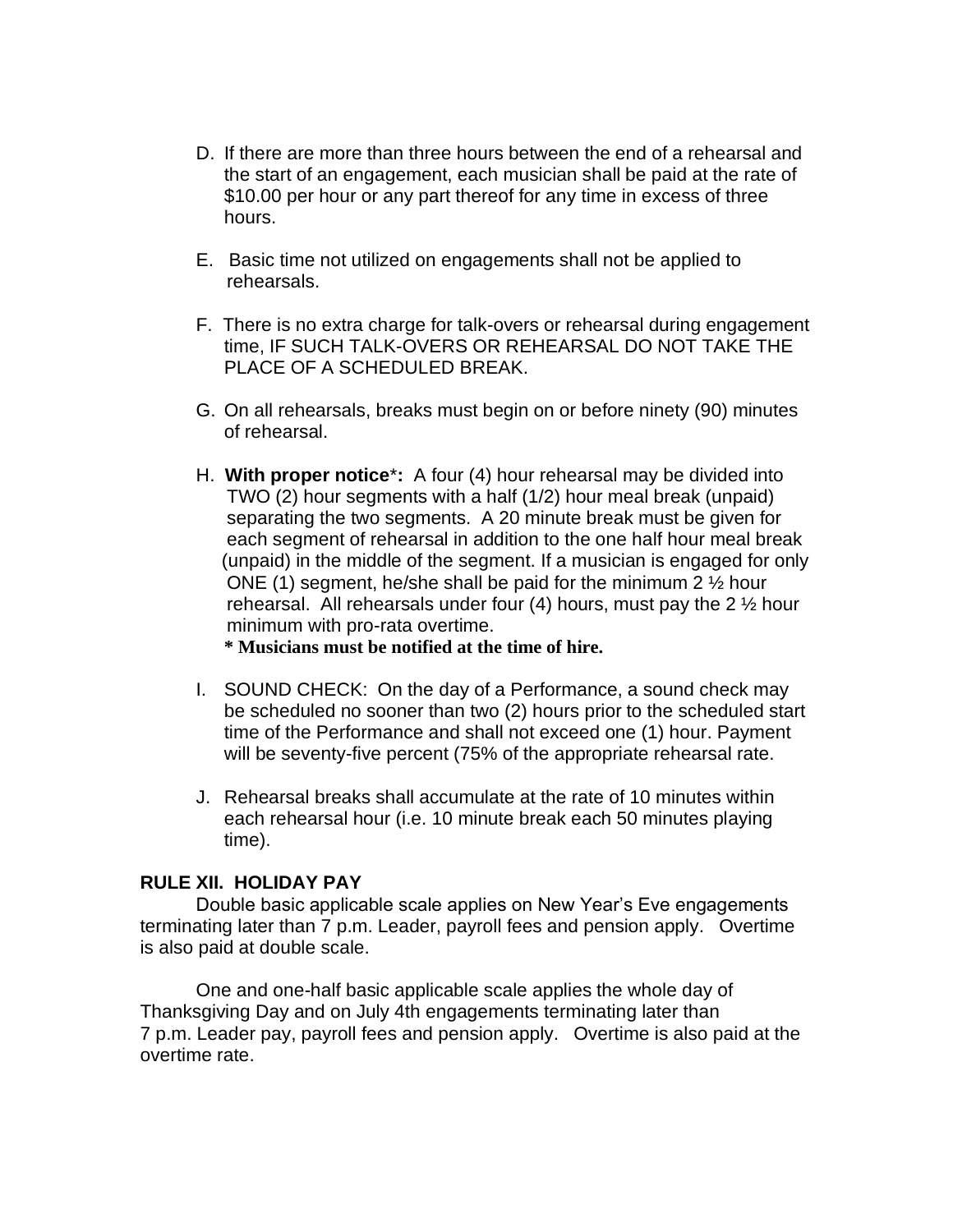D. If there are more than three hours between the end of a rehearsal and the start of an engagement, each musician shall be paid at the rate of $10.00 per hour or any part thereof for any time in excess of three hours.

E. Basic time not utilized on engagements shall not be applied to rehearsals.

F. There is no extra charge for talk-overs or rehearsal during engagement time, IF SUCH TALK-OVERS OR REHEARSAL DO NOT TAKE THE PLACE OF A SCHEDULED BREAK.

G. On all rehearsals, breaks must begin on or before ninety (90) minutes of rehearsal.

H. **With proper notice*:** A four (4) hour rehearsal may be divided into TWO (2) hour segments with a half (1/2) hour meal break (unpaid) separating the two segments. A 20 minute break must be given for each segment of rehearsal in addition to the one half hour meal break (unpaid) in the middle of the segment. If a musician is engaged for only ONE (1) segment, he/she shall be paid for the minimum 2 ½ hour rehearsal. All rehearsals under four (4) hours, must pay the 2 ½ hour minimum with pro-rata overtime.
**\* Musicians must be notified at the time of hire.**

I. SOUND CHECK: On the day of a Performance, a sound check may be scheduled no sooner than two (2) hours prior to the scheduled start time of the Performance and shall not exceed one (1) hour. Payment will be seventy-five percent (75% of the appropriate rehearsal rate.

J. Rehearsal breaks shall accumulate at the rate of 10 minutes within each rehearsal hour (i.e. 10 minute break each 50 minutes playing time).

## RULE XII. HOLIDAY PAY

Double basic applicable scale applies on New Year's Eve engagements terminating later than 7 p.m. Leader, payroll fees and pension apply. Overtime is also paid at double scale.

One and one-half basic applicable scale applies the whole day of Thanksgiving Day and on July 4th engagements terminating later than 7 p.m. Leader pay, payroll fees and pension apply. Overtime is also paid at the overtime rate.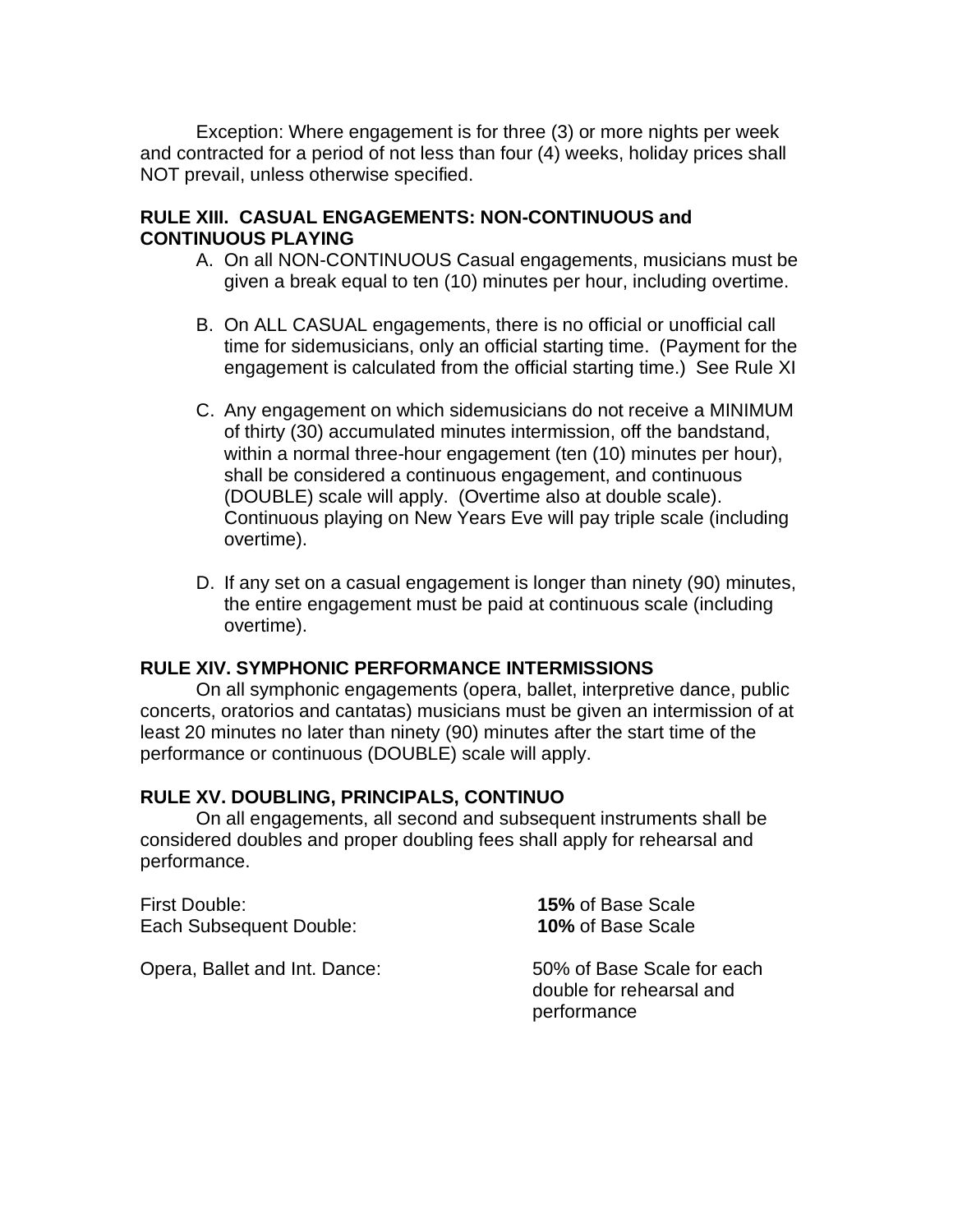Exception: Where engagement is for three (3) or more nights per week and contracted for a period of not less than four (4) weeks, holiday prices shall NOT prevail, unless otherwise specified.

## RULE XIII. CASUAL ENGAGEMENTS: NON-CONTINUOUS and CONTINUOUS PLAYING

A. On all NON-CONTINUOUS Casual engagements, musicians must be given a break equal to ten (10) minutes per hour, including overtime.

B. On ALL CASUAL engagements, there is no official or unofficial call time for sidemusicians, only an official starting time. (Payment for the engagement is calculated from the official starting time.) See Rule XI

C. Any engagement on which sidemusicians do not receive a MINIMUM of thirty (30) accumulated minutes intermission, off the bandstand, within a normal three-hour engagement (ten (10) minutes per hour), shall be considered a continuous engagement, and continuous (DOUBLE) scale will apply. (Overtime also at double scale). Continuous playing on New Years Eve will pay triple scale (including overtime).

D. If any set on a casual engagement is longer than ninety (90) minutes, the entire engagement must be paid at continuous scale (including overtime).

## RULE XIV. SYMPHONIC PERFORMANCE INTERMISSIONS

On all symphonic engagements (opera, ballet, interpretive dance, public concerts, oratorios and cantatas) musicians must be given an intermission of at least 20 minutes no later than ninety (90) minutes after the start time of the performance or continuous (DOUBLE) scale will apply.

## RULE XV. DOUBLING, PRINCIPALS, CONTINUO

On all engagements, all second and subsequent instruments shall be considered doubles and proper doubling fees shall apply for rehearsal and performance.

| | |
|---|---|
| First Double: | **15%** of Base Scale |
| Each Subsequent Double: | **10%** of Base Scale |
| Opera, Ballet and Int. Dance: | 50% of Base Scale for each double for rehearsal and performance |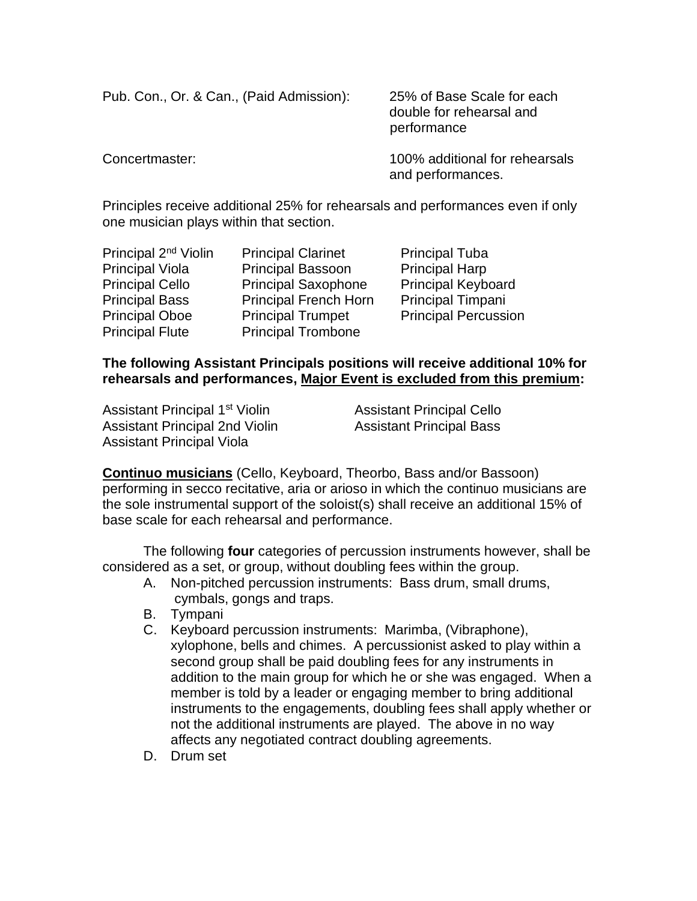| | |
|---|---|
| Pub. Con., Or. & Can., (Paid Admission): | 25% of Base Scale for each double for rehearsal and performance |
| Concertmaster: | 100% additional for rehearsals and performances. |

Principles receive additional 25% for rehearsals and performances even if only one musician plays within that section.

| | | |
|---|---|---|
| Principal 2nd Violin | Principal Clarinet | Principal Tuba |
| Principal Viola | Principal Bassoon | Principal Harp |
| Principal Cello | Principal Saxophone | Principal Keyboard |
| Principal Bass | Principal French Horn | Principal Timpani |
| Principal Oboe | Principal Trumpet | Principal Percussion |
| Principal Flute | Principal Trombone | |

**The following Assistant Principals positions will receive additional 10% for rehearsals and performances, <u>Major Event is excluded from this premium</u>:**

| | |
|---|---|
| Assistant Principal 1st Violin | Assistant Principal Cello |
| Assistant Principal 2nd Violin | Assistant Principal Bass |
| Assistant Principal Viola | |

**<u>Continuo musicians</u>** (Cello, Keyboard, Theorbo, Bass and/or Bassoon) performing in secco recitative, aria or arioso in which the continuo musicians are the sole instrumental support of the soloist(s) shall receive an additional 15% of base scale for each rehearsal and performance.

The following **four** categories of percussion instruments however, shall be considered as a set, or group, without doubling fees within the group.

A. Non-pitched percussion instruments: Bass drum, small drums, cymbals, gongs and traps.
B. Tympani
C. Keyboard percussion instruments: Marimba, (Vibraphone), xylophone, bells and chimes. A percussionist asked to play within a second group shall be paid doubling fees for any instruments in addition to the main group for which he or she was engaged. When a member is told by a leader or engaging member to bring additional instruments to the engagements, doubling fees shall apply whether or not the additional instruments are played. The above in no way affects any negotiated contract doubling agreements.
D. Drum set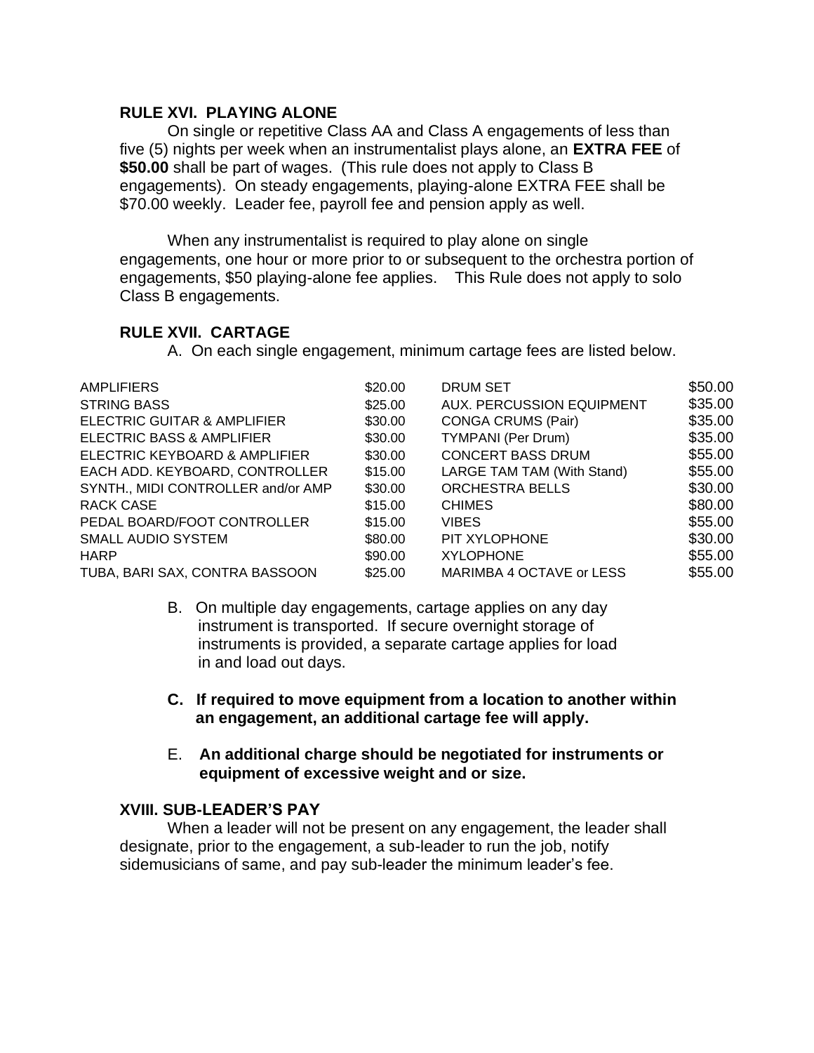## RULE XVI. PLAYING ALONE

On single or repetitive Class AA and Class A engagements of less than five (5) nights per week when an instrumentalist plays alone, an **EXTRA FEE** of **$50.00** shall be part of wages. (This rule does not apply to Class B engagements). On steady engagements, playing-alone EXTRA FEE shall be $70.00 weekly. Leader fee, payroll fee and pension apply as well.

When any instrumentalist is required to play alone on single engagements, one hour or more prior to or subsequent to the orchestra portion of engagements, $50 playing-alone fee applies. This Rule does not apply to solo Class B engagements.

## RULE XVII. CARTAGE

A. On each single engagement, minimum cartage fees are listed below.

| | | | |
|---|---|---|---|
| AMPLIFIERS | $20.00 | DRUM SET | $50.00 |
| STRING BASS | $25.00 | AUX. PERCUSSION EQUIPMENT | $35.00 |
| ELECTRIC GUITAR & AMPLIFIER | $30.00 | CONGA CRUMS (Pair) | $35.00 |
| ELECTRIC BASS & AMPLIFIER | $30.00 | TYMPANI (Per Drum) | $35.00 |
| ELECTRIC KEYBOARD & AMPLIFIER | $30.00 | CONCERT BASS DRUM | $55.00 |
| EACH ADD. KEYBOARD, CONTROLLER | $15.00 | LARGE TAM TAM (With Stand) | $55.00 |
| SYNTH., MIDI CONTROLLER and/or AMP | $30.00 | ORCHESTRA BELLS | $30.00 |
| RACK CASE | $15.00 | CHIMES | $80.00 |
| PEDAL BOARD/FOOT CONTROLLER | $15.00 | VIBES | $55.00 |
| SMALL AUDIO SYSTEM | $80.00 | PIT XYLOPHONE | $30.00 |
| HARP | $90.00 | XYLOPHONE | $55.00 |
| TUBA, BARI SAX, CONTRA BASSOON | $25.00 | MARIMBA 4 OCTAVE or LESS | $55.00 |

B. On multiple day engagements, cartage applies on any day instrument is transported. If secure overnight storage of instruments is provided, a separate cartage applies for load in and load out days.

**C. If required to move equipment from a location to another within an engagement, an additional cartage fee will apply.**

E. **An additional charge should be negotiated for instruments or equipment of excessive weight and or size.**

## XVIII. SUB-LEADER'S PAY

When a leader will not be present on any engagement, the leader shall designate, prior to the engagement, a sub-leader to run the job, notify sidemusicians of same, and pay sub-leader the minimum leader's fee.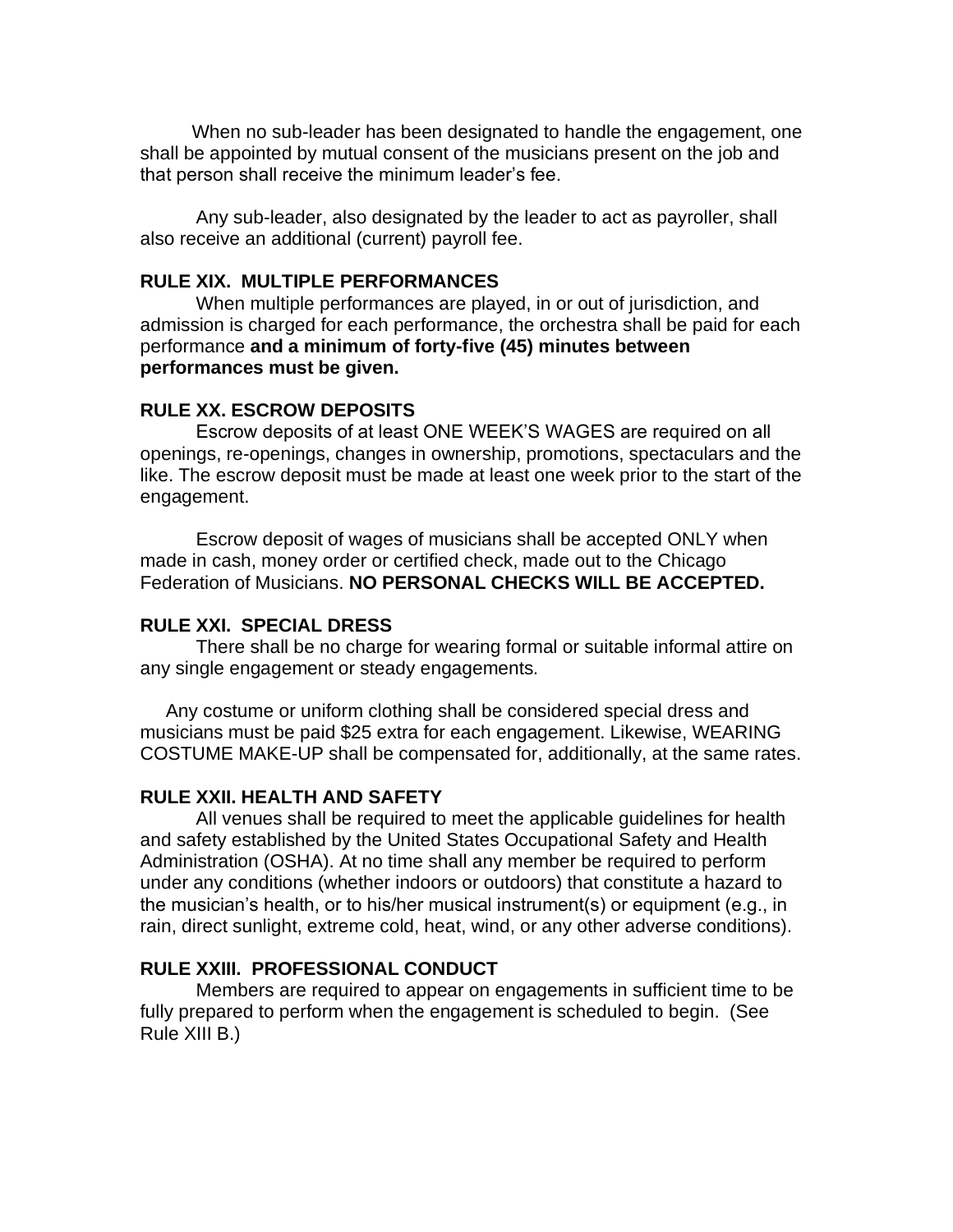When no sub-leader has been designated to handle the engagement, one shall be appointed by mutual consent of the musicians present on the job and that person shall receive the minimum leader's fee.

Any sub-leader, also designated by the leader to act as payroller, shall also receive an additional (current) payroll fee.

### RULE XIX. MULTIPLE PERFORMANCES

When multiple performances are played, in or out of jurisdiction, and admission is charged for each performance, the orchestra shall be paid for each performance **and a minimum of forty-five (45) minutes between performances must be given.**

### RULE XX. ESCROW DEPOSITS

Escrow deposits of at least ONE WEEK'S WAGES are required on all openings, re-openings, changes in ownership, promotions, spectaculars and the like. The escrow deposit must be made at least one week prior to the start of the engagement.

Escrow deposit of wages of musicians shall be accepted ONLY when made in cash, money order or certified check, made out to the Chicago Federation of Musicians. **NO PERSONAL CHECKS WILL BE ACCEPTED.**

### RULE XXI. SPECIAL DRESS

There shall be no charge for wearing formal or suitable informal attire on any single engagement or steady engagements.

Any costume or uniform clothing shall be considered special dress and musicians must be paid $25 extra for each engagement. Likewise, WEARING COSTUME MAKE-UP shall be compensated for, additionally, at the same rates.

### RULE XXII. HEALTH AND SAFETY

All venues shall be required to meet the applicable guidelines for health and safety established by the United States Occupational Safety and Health Administration (OSHA). At no time shall any member be required to perform under any conditions (whether indoors or outdoors) that constitute a hazard to the musician's health, or to his/her musical instrument(s) or equipment (e.g., in rain, direct sunlight, extreme cold, heat, wind, or any other adverse conditions).

### RULE XXIII. PROFESSIONAL CONDUCT

Members are required to appear on engagements in sufficient time to be fully prepared to perform when the engagement is scheduled to begin. (See Rule XIII B.)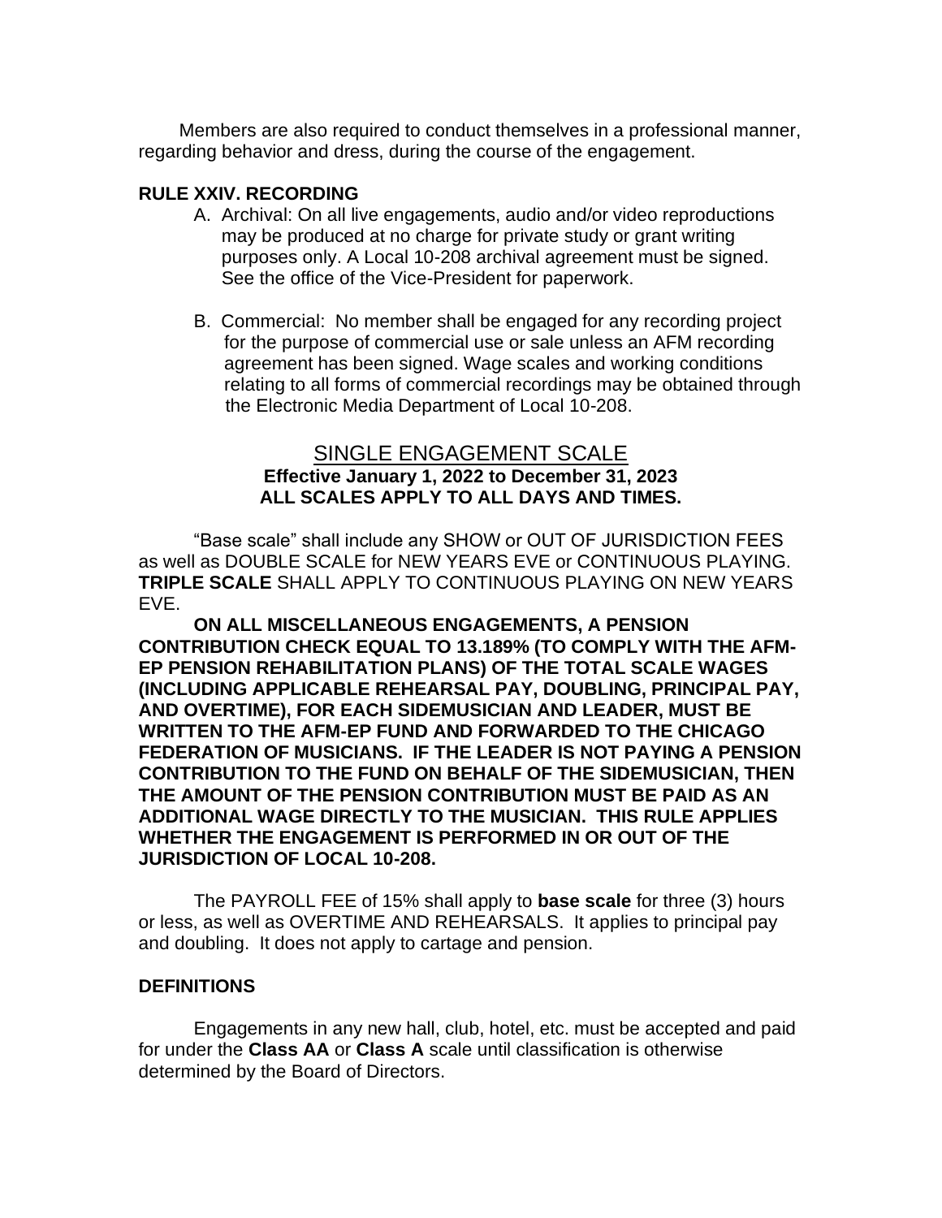Members are also required to conduct themselves in a professional manner, regarding behavior and dress, during the course of the engagement.

### RULE XXIV. RECORDING

A. Archival: On all live engagements, audio and/or video reproductions may be produced at no charge for private study or grant writing purposes only. A Local 10-208 archival agreement must be signed. See the office of the Vice-President for paperwork.

B. Commercial: No member shall be engaged for any recording project for the purpose of commercial use or sale unless an AFM recording agreement has been signed. Wage scales and working conditions relating to all forms of commercial recordings may be obtained through the Electronic Media Department of Local 10-208.

## SINGLE ENGAGEMENT SCALE

**Effective January 1, 2022 to December 31, 2023**
**ALL SCALES APPLY TO ALL DAYS AND TIMES.**

"Base scale" shall include any SHOW or OUT OF JURISDICTION FEES as well as DOUBLE SCALE for NEW YEARS EVE or CONTINUOUS PLAYING. **TRIPLE SCALE** SHALL APPLY TO CONTINUOUS PLAYING ON NEW YEARS EVE.

**ON ALL MISCELLANEOUS ENGAGEMENTS, A PENSION CONTRIBUTION CHECK EQUAL TO 13.189% (TO COMPLY WITH THE AFM-EP PENSION REHABILITATION PLANS) OF THE TOTAL SCALE WAGES (INCLUDING APPLICABLE REHEARSAL PAY, DOUBLING, PRINCIPAL PAY, AND OVERTIME), FOR EACH SIDEMUSICIAN AND LEADER, MUST BE WRITTEN TO THE AFM-EP FUND AND FORWARDED TO THE CHICAGO FEDERATION OF MUSICIANS. IF THE LEADER IS NOT PAYING A PENSION CONTRIBUTION TO THE FUND ON BEHALF OF THE SIDEMUSICIAN, THEN THE AMOUNT OF THE PENSION CONTRIBUTION MUST BE PAID AS AN ADDITIONAL WAGE DIRECTLY TO THE MUSICIAN. THIS RULE APPLIES WHETHER THE ENGAGEMENT IS PERFORMED IN OR OUT OF THE JURISDICTION OF LOCAL 10-208.**

The PAYROLL FEE of 15% shall apply to **base scale** for three (3) hours or less, as well as OVERTIME AND REHEARSALS. It applies to principal pay and doubling. It does not apply to cartage and pension.

### DEFINITIONS

Engagements in any new hall, club, hotel, etc. must be accepted and paid for under the **Class AA** or **Class A** scale until classification is otherwise determined by the Board of Directors.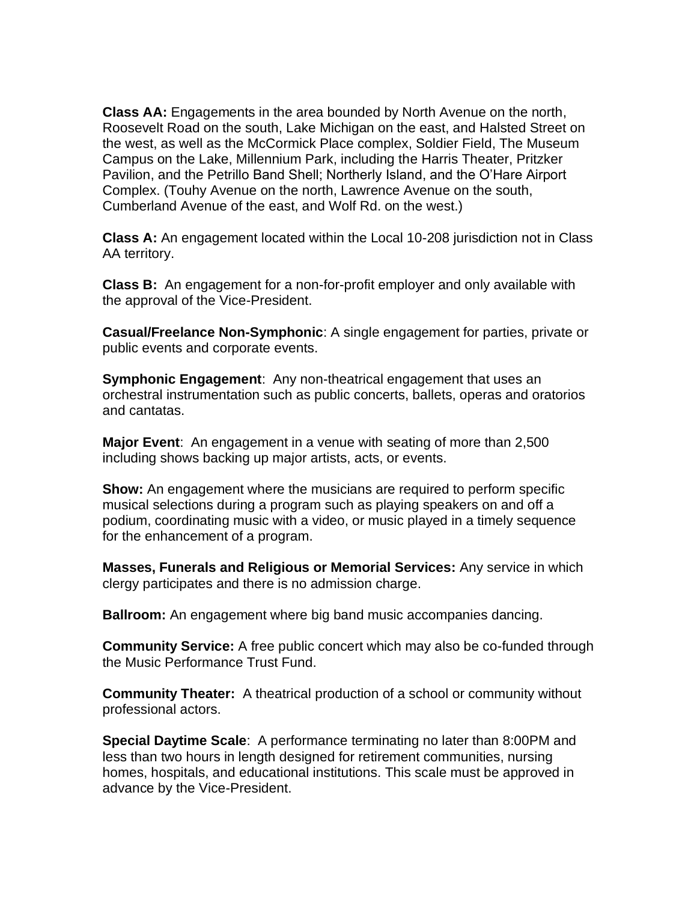**Class AA:** Engagements in the area bounded by North Avenue on the north, Roosevelt Road on the south, Lake Michigan on the east, and Halsted Street on the west, as well as the McCormick Place complex, Soldier Field, The Museum Campus on the Lake, Millennium Park, including the Harris Theater, Pritzker Pavilion, and the Petrillo Band Shell; Northerly Island, and the O'Hare Airport Complex. (Touhy Avenue on the north, Lawrence Avenue on the south, Cumberland Avenue of the east, and Wolf Rd. on the west.)

**Class A:** An engagement located within the Local 10-208 jurisdiction not in Class AA territory.

**Class B:** An engagement for a non-for-profit employer and only available with the approval of the Vice-President.

**Casual/Freelance Non-Symphonic**: A single engagement for parties, private or public events and corporate events.

**Symphonic Engagement**: Any non-theatrical engagement that uses an orchestral instrumentation such as public concerts, ballets, operas and oratorios and cantatas.

**Major Event**: An engagement in a venue with seating of more than 2,500 including shows backing up major artists, acts, or events.

**Show:** An engagement where the musicians are required to perform specific musical selections during a program such as playing speakers on and off a podium, coordinating music with a video, or music played in a timely sequence for the enhancement of a program.

**Masses, Funerals and Religious or Memorial Services:** Any service in which clergy participates and there is no admission charge.

**Ballroom:** An engagement where big band music accompanies dancing.

**Community Service:** A free public concert which may also be co-funded through the Music Performance Trust Fund.

**Community Theater:** A theatrical production of a school or community without professional actors.

**Special Daytime Scale**: A performance terminating no later than 8:00PM and less than two hours in length designed for retirement communities, nursing homes, hospitals, and educational institutions. This scale must be approved in advance by the Vice-President.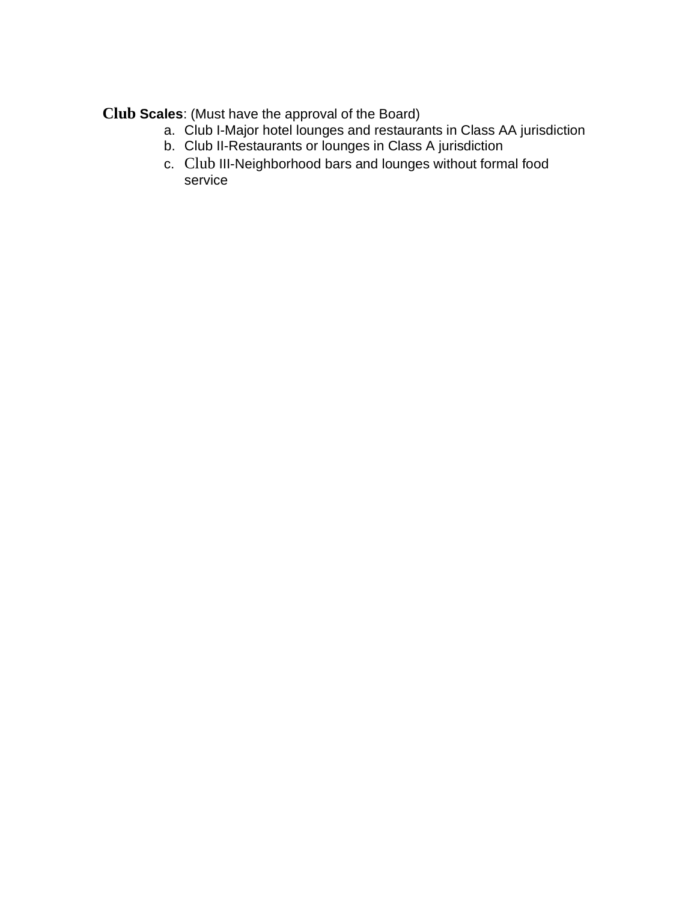**Club Scales**: (Must have the approval of the Board)

a. Club I-Major hotel lounges and restaurants in Class AA jurisdiction
b. Club II-Restaurants or lounges in Class A jurisdiction
c. Club III-Neighborhood bars and lounges without formal food service